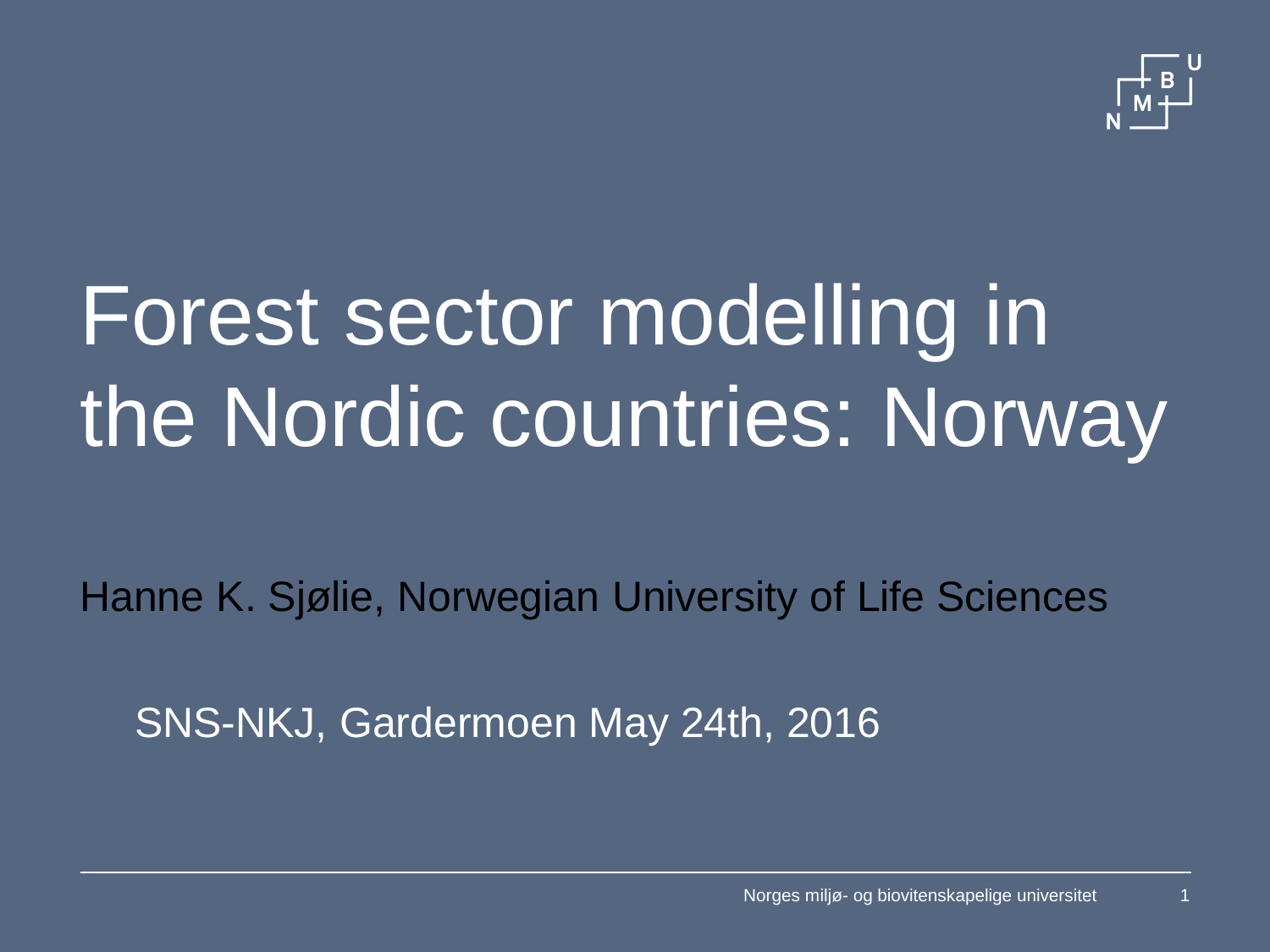# Forest sector modelling in the Nordic countries: Norway

Hanne K. Sjølie, Norwegian University of Life Sciences

SNS-NKJ, Gardermoen May 24th, 2016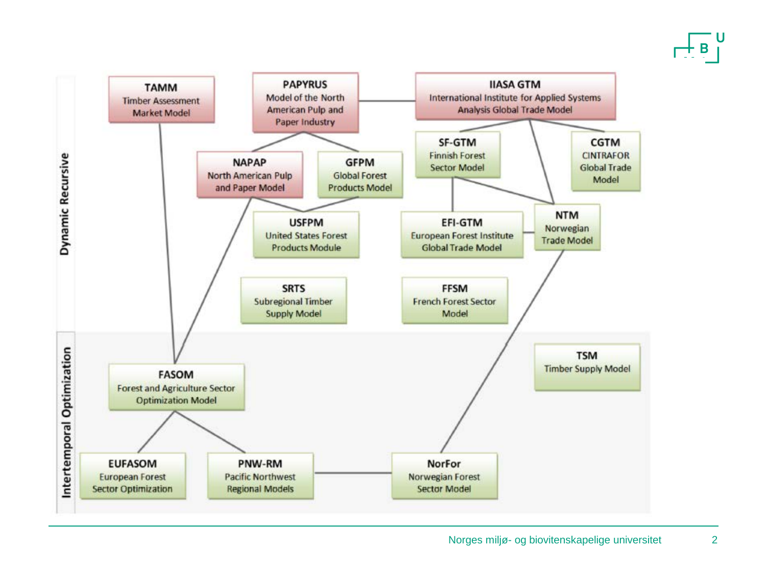**Dynamic Recursive**

**TAMM**
Timber Assessment Market Model

**PAPYRUS**
Model of the North American Pulp and Paper Industry

**IIASA GTM**
International Institute for Applied Systems Analysis Global Trade Model

**NAPAP**
North American Pulp and Paper Model

**GFPM**
Global Forest Products Model

**SF-GTM**
Finnish Forest Sector Model

**CGTM**
CINTRAFOR Global Trade Model

**USFPM**
United States Forest Products Module

**EFI-GTM**
European Forest Institute Global Trade Model

**NTM**
Norwegian Trade Model

**SRTS**
Subregional Timber Supply Model

**FFSM**
French Forest Sector Model

**Intertemporal Optimization**

**TSM**
Timber Supply Model

**FASOM**
Forest and Agriculture Sector Optimization Model

**EUFASOM**
European Forest Sector Optimization

**PNW-RM**
Pacific Northwest Regional Models

**NorFor**
Norwegian Forest Sector Model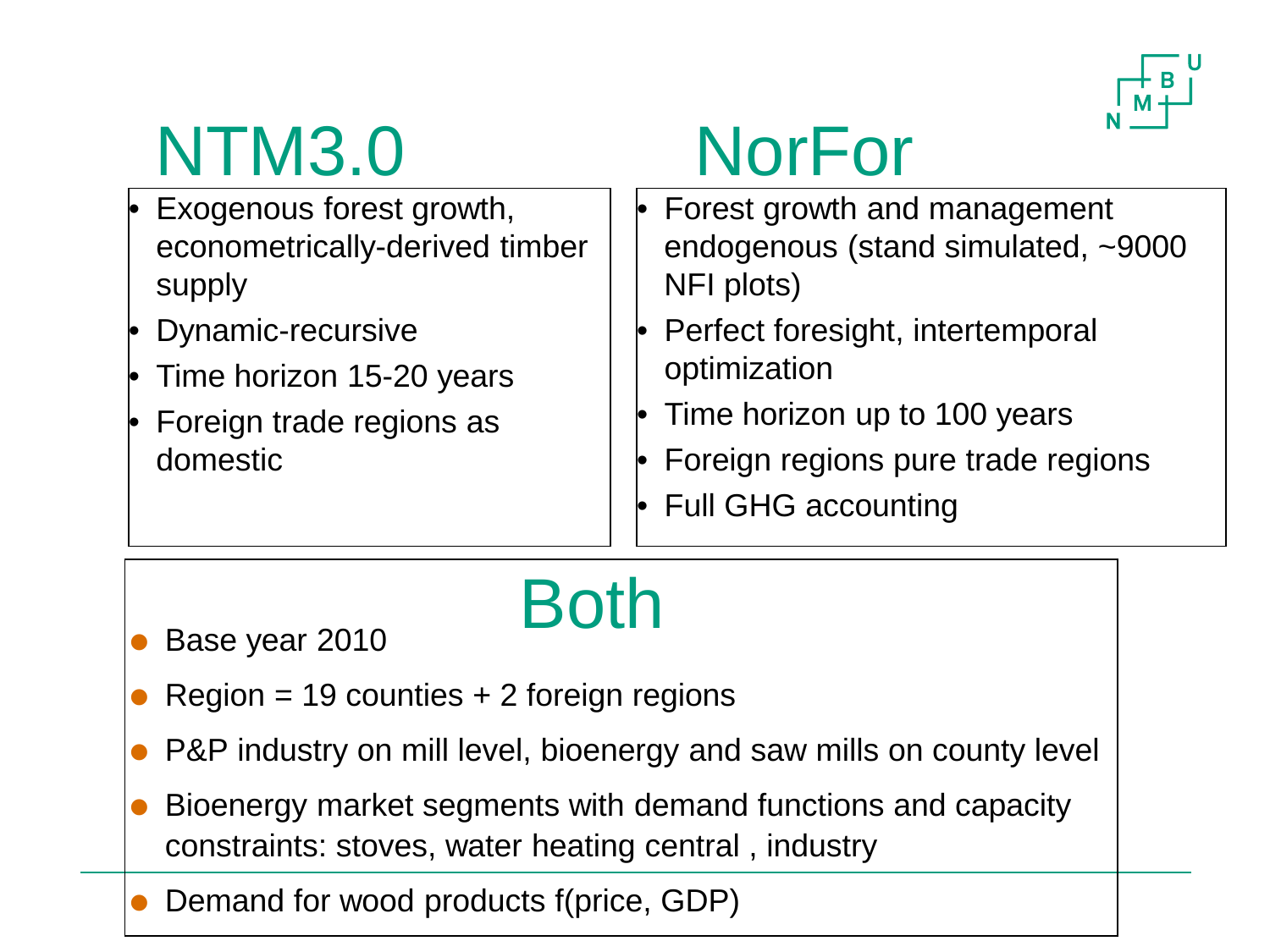## NTM3.0

- Exogenous forest growth, econometrically-derived timber supply
- Dynamic-recursive
- Time horizon 15-20 years
- Foreign trade regions as domestic

## NorFor

- Forest growth and management endogenous (stand simulated, ~9000 NFI plots)
- Perfect foresight, intertemporal optimization
- Time horizon up to 100 years
- Foreign regions pure trade regions
- Full GHG accounting

## Both

- Base year 2010
- Region = 19 counties + 2 foreign regions
- P&P industry on mill level, bioenergy and saw mills on county level
- Bioenergy market segments with demand functions and capacity constraints: stoves, water heating central , industry
- Demand for wood products f(price, GDP)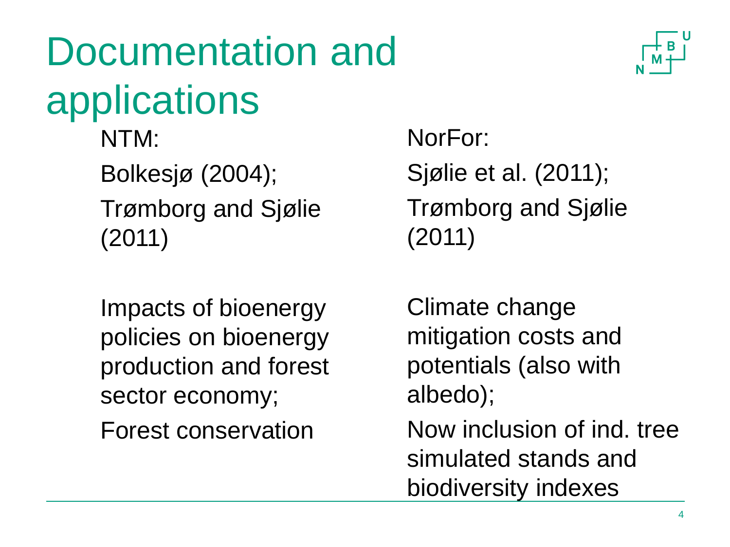# Documentation and applications

NTM:

Bolkesjø (2004);

Trømborg and Sjølie (2011)

Impacts of bioenergy policies on bioenergy production and forest sector economy;

Forest conservation

NorFor:

Sjølie et al. (2011);

Trømborg and Sjølie (2011)

Climate change mitigation costs and potentials (also with albedo);

Now inclusion of ind. tree simulated stands and biodiversity indexes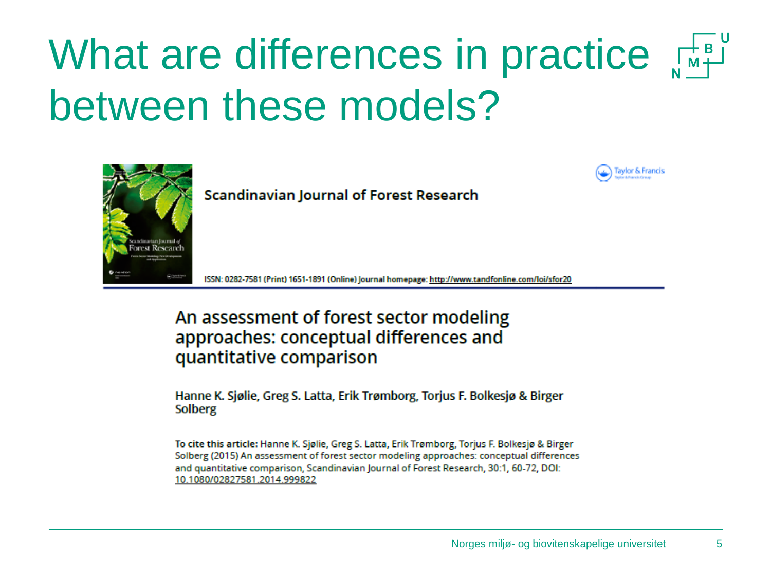# What are differences in practice between these models?

Scandinavian Journal of Forest Research

ISSN: 0282-7581 (Print) 1651-1891 (Online) Journal homepage: http://www.tandfonline.com/loi/sfor20

## An assessment of forest sector modeling approaches: conceptual differences and quantitative comparison

Hanne K. Sjølie, Greg S. Latta, Erik Trømborg, Torjus F. Bolkesjø & Birger Solberg

**To cite this article:** Hanne K. Sjølie, Greg S. Latta, Erik Trømborg, Torjus F. Bolkesjø & Birger Solberg (2015) An assessment of forest sector modeling approaches: conceptual differences and quantitative comparison, Scandinavian Journal of Forest Research, 30:1, 60-72, DOI: 10.1080/02827581.2014.999822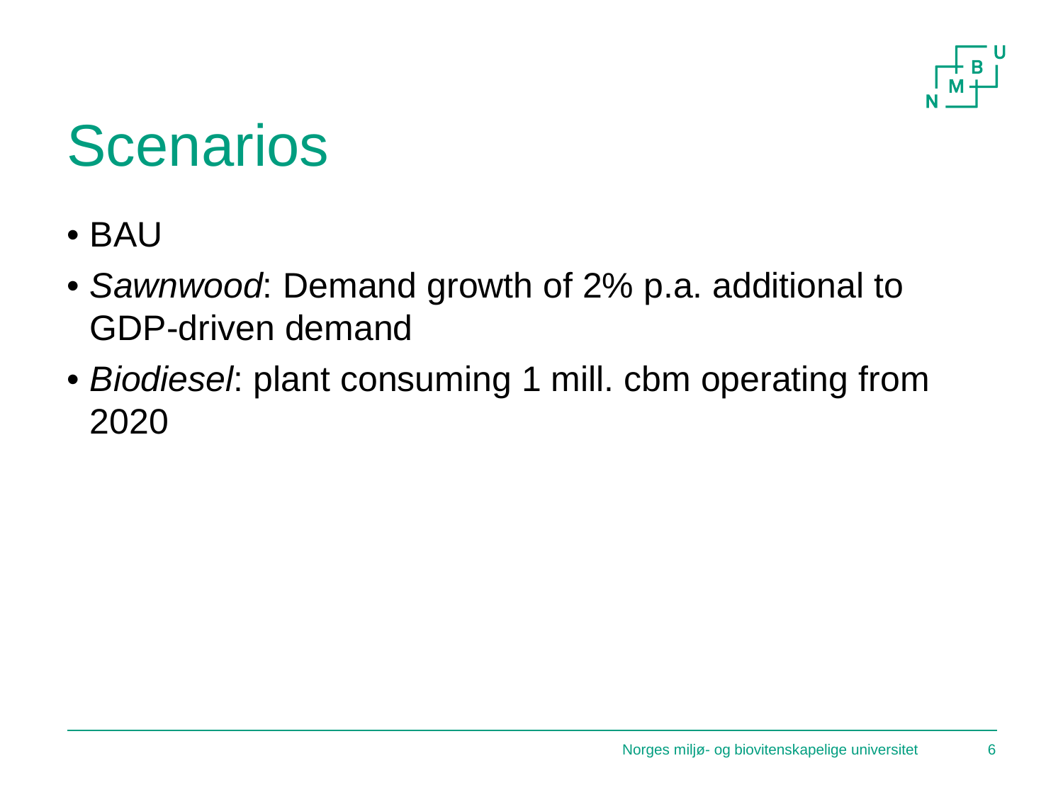# Scenarios

- BAU
- *Sawnwood*: Demand growth of 2% p.a. additional to GDP-driven demand
- *Biodiesel*: plant consuming 1 mill. cbm operating from 2020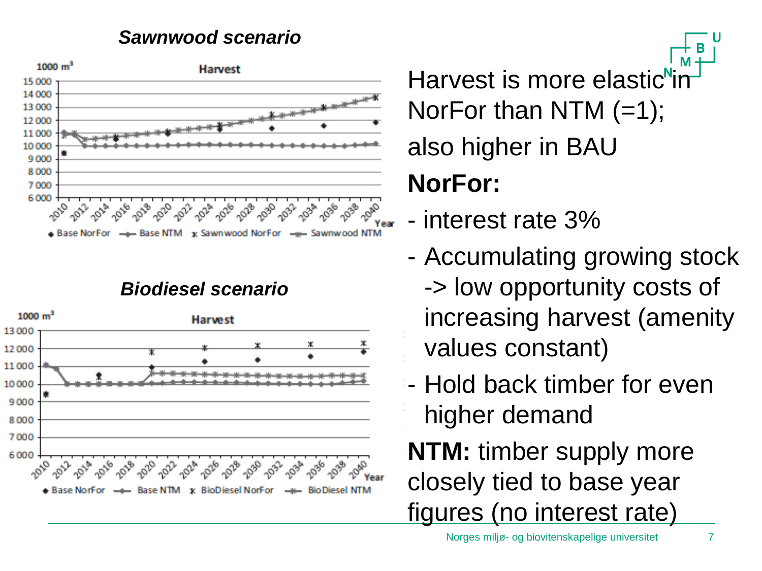### *Sawnwood scenario*

Harvest

1000 m³

15 000
14 000
13 000
12 000
11 000
10 000
9 000
8 000
7 000
6 000

2010 2012 2014 2016 2018 2020 2022 2024 2026 2028 2030 2032 2034 2036 2038 2040 Year

Base NorFor, Base NTM, Sawnwood NorFor, Sawnwood NTM

### *Biodiesel scenario*

Harvest

1000 m³

13 000
12 000
11 000
10 000
9 000
8 000
7 000
6 000

2010 2012 2014 2016 2018 2020 2022 2024 2026 2028 2030 2032 2034 2036 2038 2040 Year

Base NorFor, Base NTM, BioDiesel NorFor, BioDiesel NTM

Harvest is more elastic in NorFor than NTM (=1);

also higher in BAU

**NorFor:**

- interest rate 3%
- Accumulating growing stock -> low opportunity costs of increasing harvest (amenity values constant)
- Hold back timber for even higher demand

**NTM:** timber supply more closely tied to base year figures (no interest rate)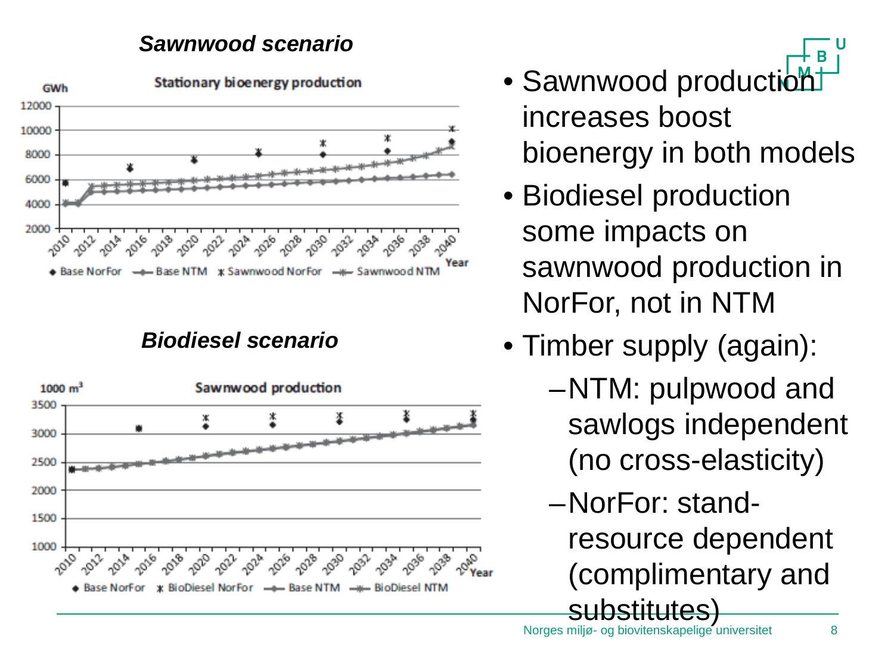### *Sawnwood scenario*

**Stationary bioenergy production**

GWh

Base NorFor · Base NTM · Sawnwood NorFor · Sawnwood NTM

### *Biodiesel scenario*

**Sawnwood production**

1000 m³

Base NorFor · BioDiesel NorFor · Base NTM · BioDiesel NTM

- Sawnwood production increases boost bioenergy in both models
- Biodiesel production some impacts on sawnwood production in NorFor, not in NTM
- Timber supply (again):
  - NTM: pulpwood and sawlogs independent (no cross-elasticity)
  - NorFor: stand-resource dependent (complimentary and substitutes)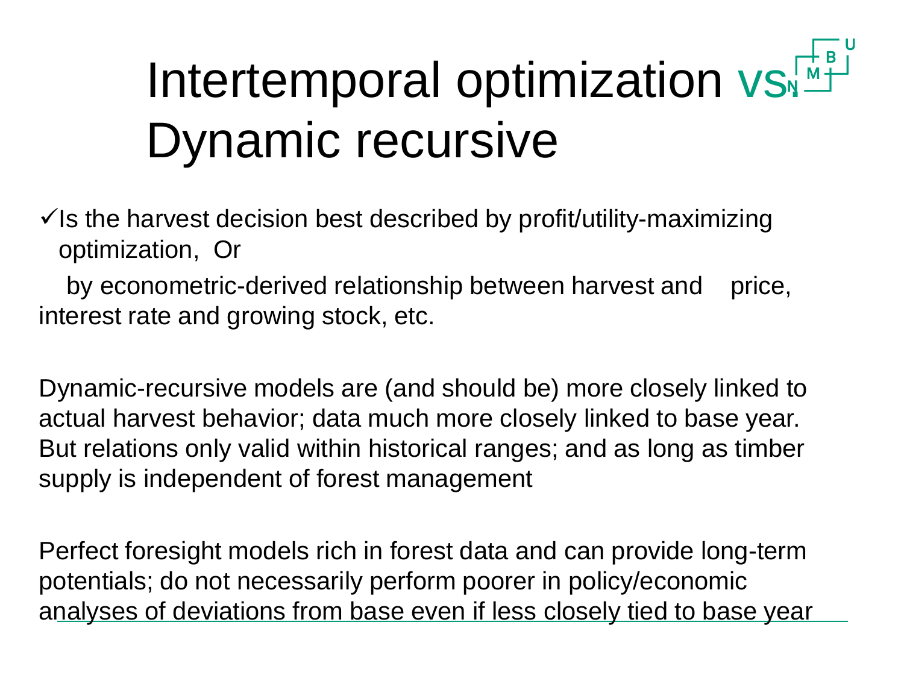# Intertemporal optimization vs. Dynamic recursive

- ✓Is the harvest decision best described by profit/utility-maximizing optimization, Or

  by econometric-derived relationship between harvest and price, interest rate and growing stock, etc.

Dynamic-recursive models are (and should be) more closely linked to actual harvest behavior; data much more closely linked to base year. But relations only valid within historical ranges; and as long as timber supply is independent of forest management

Perfect foresight models rich in forest data and can provide long-term potentials; do not necessarily perform poorer in policy/economic analyses of deviations from base even if less closely tied to base year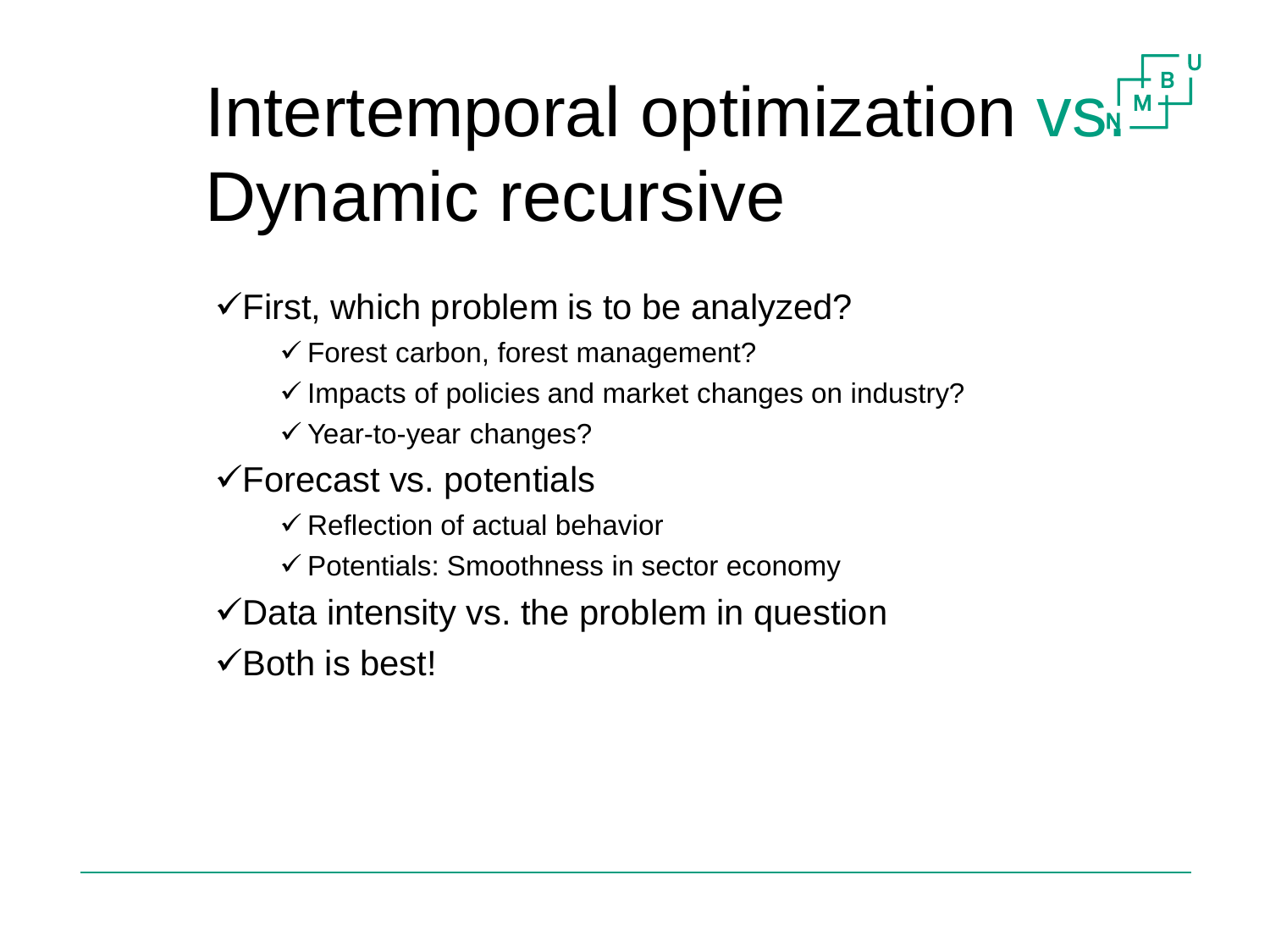# Intertemporal optimization vs. Dynamic recursive

- ✓First, which problem is to be analyzed?
  - ✓Forest carbon, forest management?
  - ✓Impacts of policies and market changes on industry?
  - ✓Year-to-year changes?
- ✓Forecast vs. potentials
  - ✓Reflection of actual behavior
  - ✓Potentials: Smoothness in sector economy
- ✓Data intensity vs. the problem in question
- ✓Both is best!